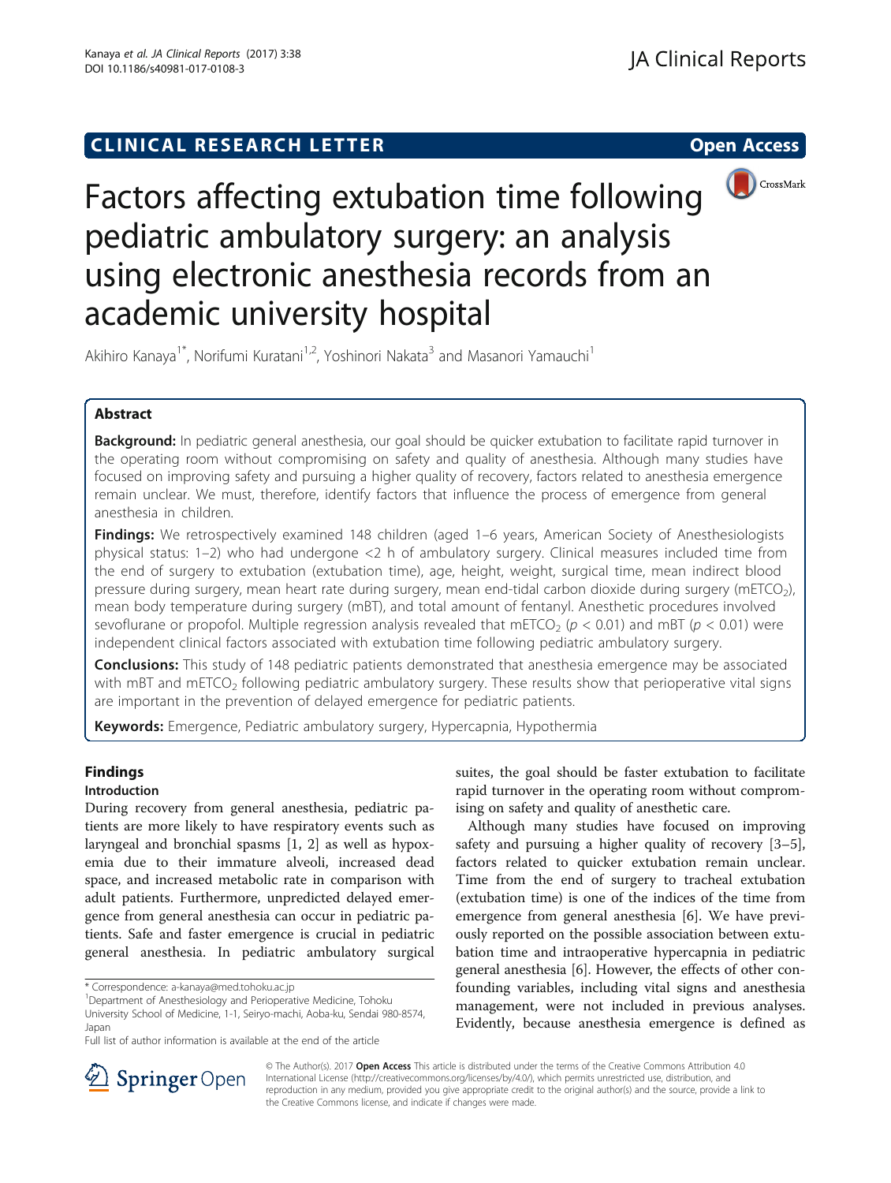CLINICAL RESEARCH LETTER

Open Access

# Factors affecting extubation time following pediatric ambulatory surgery: an analysis using electronic anesthesia records from an academic university hospital

Akihiro Kanaya[1*], Norifumi Kuratani[1,2], Yoshinori Nakata[3] and Masanori Yamauchi[1]

## Abstract

**Background:** In pediatric general anesthesia, our goal should be quicker extubation to facilitate rapid turnover in the operating room without compromising on safety and quality of anesthesia. Although many studies have focused on improving safety and pursuing a higher quality of recovery, factors related to anesthesia emergence remain unclear. We must, therefore, identify factors that influence the process of emergence from general anesthesia in children.

**Findings:** We retrospectively examined 148 children (aged 1–6 years, American Society of Anesthesiologists physical status: 1–2) who had undergone <2 h of ambulatory surgery. Clinical measures included time from the end of surgery to extubation (extubation time), age, height, weight, surgical time, mean indirect blood pressure during surgery, mean heart rate during surgery, mean end-tidal carbon dioxide during surgery (m$ETCO_2$), mean body temperature during surgery (mBT), and total amount of fentanyl. Anesthetic procedures involved sevoflurane or propofol. Multiple regression analysis revealed that m$ETCO_2$ ($p < 0.01$) and mBT ($p < 0.01$) were independent clinical factors associated with extubation time following pediatric ambulatory surgery.

**Conclusions:** This study of 148 pediatric patients demonstrated that anesthesia emergence may be associated with mBT and m$ETCO_2$ following pediatric ambulatory surgery. These results show that perioperative vital signs are important in the prevention of delayed emergence for pediatric patients.

**Keywords:** Emergence, Pediatric ambulatory surgery, Hypercapnia, Hypothermia

## Findings

### Introduction

During recovery from general anesthesia, pediatric patients are more likely to have respiratory events such as laryngeal and bronchial spasms [1, 2] as well as hypoxemia due to their immature alveoli, increased dead space, and increased metabolic rate in comparison with adult patients. Furthermore, unpredicted delayed emergence from general anesthesia can occur in pediatric patients. Safe and faster emergence is crucial in pediatric general anesthesia. In pediatric ambulatory surgical suites, the goal should be faster extubation to facilitate rapid turnover in the operating room without compromising on safety and quality of anesthetic care.

Although many studies have focused on improving safety and pursuing a higher quality of recovery [3–5], factors related to quicker extubation remain unclear. Time from the end of surgery to tracheal extubation (extubation time) is one of the indices of the time from emergence from general anesthesia [6]. We have previously reported on the possible association between extubation time and intraoperative hypercapnia in pediatric general anesthesia [6]. However, the effects of other confounding variables, including vital signs and anesthesia management, were not included in previous analyses. Evidently, because anesthesia emergence is defined as

\* Correspondence: a-kanaya@med.tohoku.ac.jp
[1]Department of Anesthesiology and Perioperative Medicine, Tohoku University School of Medicine, 1-1, Seiryo-machi, Aoba-ku, Sendai 980-8574, Japan
Full list of author information is available at the end of the article

© The Author(s). 2017 **Open Access** This article is distributed under the terms of the Creative Commons Attribution 4.0 International License (http://creativecommons.org/licenses/by/4.0/), which permits unrestricted use, distribution, and reproduction in any medium, provided you give appropriate credit to the original author(s) and the source, provide a link to the Creative Commons license, and indicate if changes were made.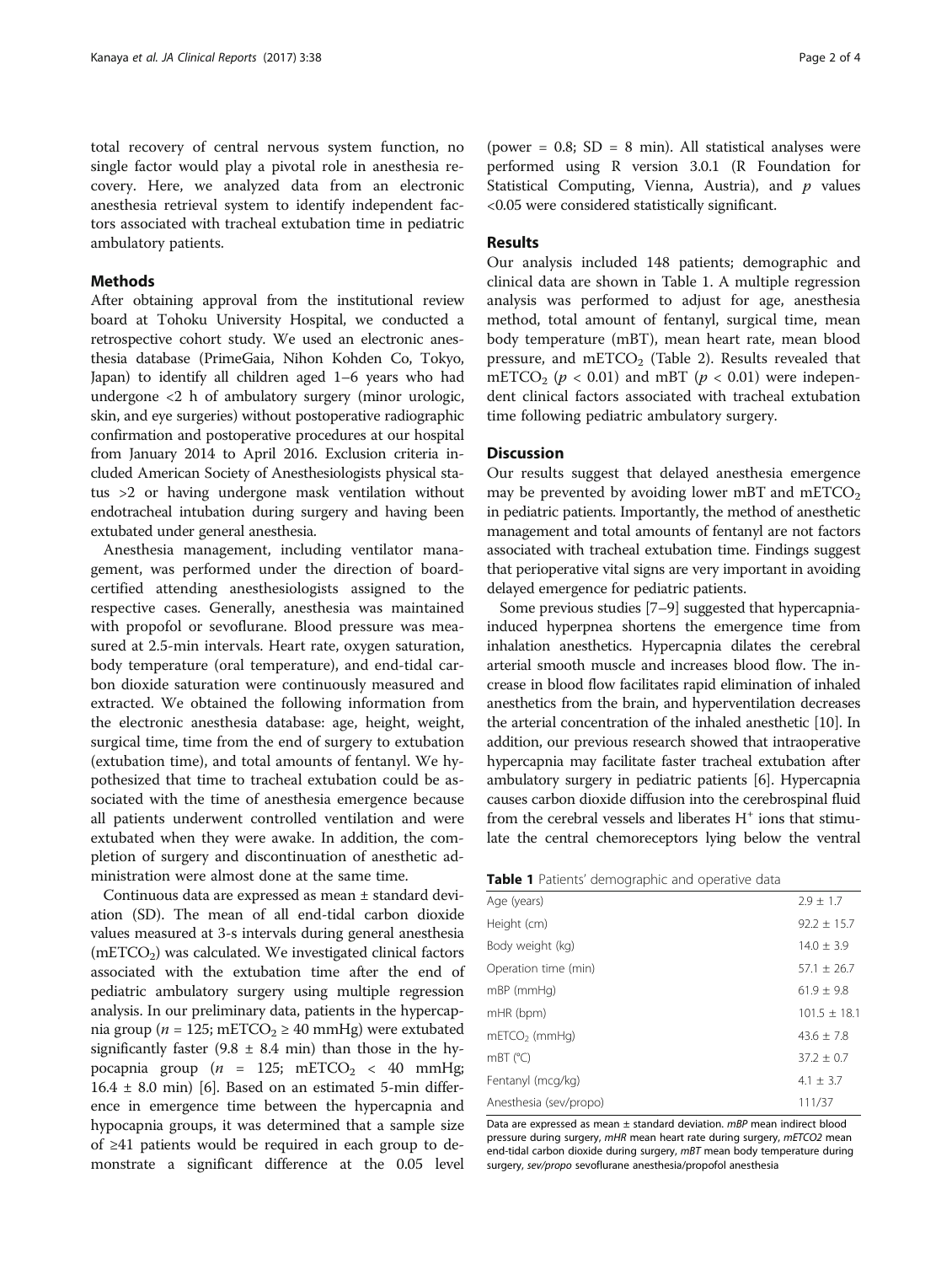total recovery of central nervous system function, no single factor would play a pivotal role in anesthesia recovery. Here, we analyzed data from an electronic anesthesia retrieval system to identify independent factors associated with tracheal extubation time in pediatric ambulatory patients.

## Methods

After obtaining approval from the institutional review board at Tohoku University Hospital, we conducted a retrospective cohort study. We used an electronic anesthesia database (PrimeGaia, Nihon Kohden Co, Tokyo, Japan) to identify all children aged 1–6 years who had undergone <2 h of ambulatory surgery (minor urologic, skin, and eye surgeries) without postoperative radiographic confirmation and postoperative procedures at our hospital from January 2014 to April 2016. Exclusion criteria included American Society of Anesthesiologists physical status >2 or having undergone mask ventilation without endotracheal intubation during surgery and having been extubated under general anesthesia.

Anesthesia management, including ventilator management, was performed under the direction of board-certified attending anesthesiologists assigned to the respective cases. Generally, anesthesia was maintained with propofol or sevoflurane. Blood pressure was measured at 2.5-min intervals. Heart rate, oxygen saturation, body temperature (oral temperature), and end-tidal carbon dioxide saturation were continuously measured and extracted. We obtained the following information from the electronic anesthesia database: age, height, weight, surgical time, time from the end of surgery to extubation (extubation time), and total amounts of fentanyl. We hypothesized that time to tracheal extubation could be associated with the time of anesthesia emergence because all patients underwent controlled ventilation and were extubated when they were awake. In addition, the completion of surgery and discontinuation of anesthetic administration were almost done at the same time.

Continuous data are expressed as mean ± standard deviation (SD). The mean of all end-tidal carbon dioxide values measured at 3-s intervals during general anesthesia ($mETCO_2$) was calculated. We investigated clinical factors associated with the extubation time after the end of pediatric ambulatory surgery using multiple regression analysis. In our preliminary data, patients in the hypercapnia group ($n$ = 125; $mETCO_2 \geq 40$ mmHg) were extubated significantly faster (9.8 ± 8.4 min) than those in the hypocapnia group ($n$ = 125; $mETCO_2 < 40$ mmHg; 16.4 ± 8.0 min) [6]. Based on an estimated 5-min difference in emergence time between the hypercapnia and hypocapnia groups, it was determined that a sample size of ≥41 patients would be required in each group to demonstrate a significant difference at the 0.05 level (power = 0.8; SD = 8 min). All statistical analyses were performed using R version 3.0.1 (R Foundation for Statistical Computing, Vienna, Austria), and $p$ values <0.05 were considered statistically significant.

## Results

Our analysis included 148 patients; demographic and clinical data are shown in Table 1. A multiple regression analysis was performed to adjust for age, anesthesia method, total amount of fentanyl, surgical time, mean body temperature (mBT), mean heart rate, mean blood pressure, and $mETCO_2$ (Table 2). Results revealed that $mETCO_2$ ($p < 0.01$) and mBT ($p < 0.01$) were independent clinical factors associated with tracheal extubation time following pediatric ambulatory surgery.

## Discussion

Our results suggest that delayed anesthesia emergence may be prevented by avoiding lower mBT and $mETCO_2$ in pediatric patients. Importantly, the method of anesthetic management and total amounts of fentanyl are not factors associated with tracheal extubation time. Findings suggest that perioperative vital signs are very important in avoiding delayed emergence for pediatric patients.

Some previous studies [7–9] suggested that hypercapnia-induced hyperpnea shortens the emergence time from inhalation anesthetics. Hypercapnia dilates the cerebral arterial smooth muscle and increases blood flow. The increase in blood flow facilitates rapid elimination of inhaled anesthetics from the brain, and hyperventilation decreases the arterial concentration of the inhaled anesthetic [10]. In addition, our previous research showed that intraoperative hypercapnia may facilitate faster tracheal extubation after ambulatory surgery in pediatric patients [6]. Hypercapnia causes carbon dioxide diffusion into the cerebrospinal fluid from the cerebral vessels and liberates $H^+$ ions that stimulate the central chemoreceptors lying below the ventral

**Table 1** Patients' demographic and operative data

| | |
|---|---|
| Age (years) | 2.9 ± 1.7 |
| Height (cm) | 92.2 ± 15.7 |
| Body weight (kg) | 14.0 ± 3.9 |
| Operation time (min) | 57.1 ± 26.7 |
| mBP (mmHg) | 61.9 ± 9.8 |
| mHR (bpm) | 101.5 ± 18.1 |
| $mETCO_2$ (mmHg) | 43.6 ± 7.8 |
| mBT (°C) | 37.2 ± 0.7 |
| Fentanyl (mcg/kg) | 4.1 ± 3.7 |
| Anesthesia (sev/propo) | 111/37 |

Data are expressed as mean ± standard deviation. *mBP* mean indirect blood pressure during surgery, *mHR* mean heart rate during surgery, *mETCO2* mean end-tidal carbon dioxide during surgery, *mBT* mean body temperature during surgery, *sev/propo* sevoflurane anesthesia/propofol anesthesia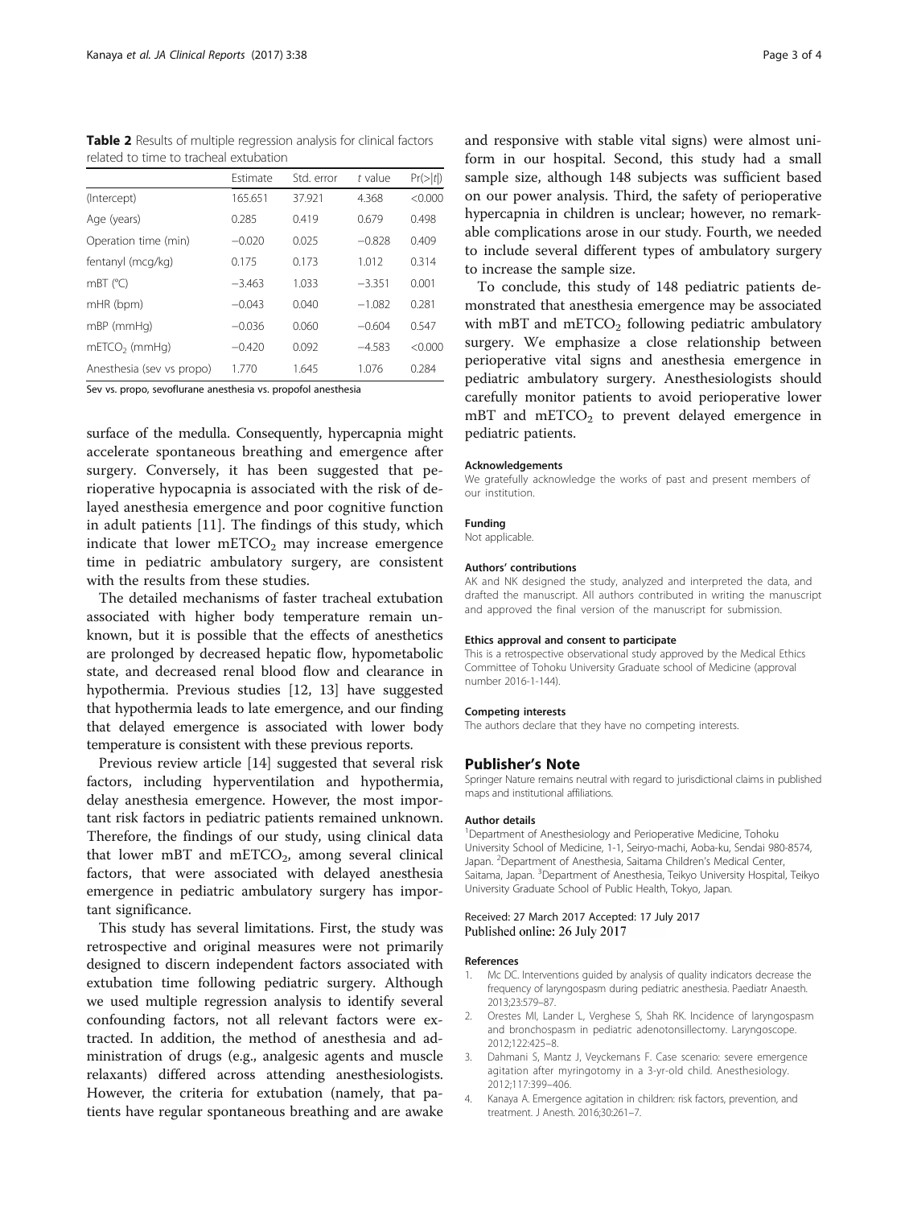**Table 2** Results of multiple regression analysis for clinical factors related to time to tracheal extubation

| | Estimate | Std. error | *t* value | Pr(>\|*t*\|) |
|---|---|---|---|---|
| (Intercept) | 165.651 | 37.921 | 4.368 | <0.000 |
| Age (years) | 0.285 | 0.419 | 0.679 | 0.498 |
| Operation time (min) | −0.020 | 0.025 | −0.828 | 0.409 |
| fentanyl (mcg/kg) | 0.175 | 0.173 | 1.012 | 0.314 |
| mBT (°C) | −3.463 | 1.033 | −3.351 | 0.001 |
| mHR (bpm) | −0.043 | 0.040 | −1.082 | 0.281 |
| mBP (mmHg) | −0.036 | 0.060 | −0.604 | 0.547 |
| mETCO$_2$ (mmHg) | −0.420 | 0.092 | −4.583 | <0.000 |
| Anesthesia (sev vs propo) | 1.770 | 1.645 | 1.076 | 0.284 |

Sev vs. propo, sevoflurane anesthesia vs. propofol anesthesia

surface of the medulla. Consequently, hypercapnia might accelerate spontaneous breathing and emergence after surgery. Conversely, it has been suggested that perioperative hypocapnia is associated with the risk of delayed anesthesia emergence and poor cognitive function in adult patients [11]. The findings of this study, which indicate that lower mETCO$_2$ may increase emergence time in pediatric ambulatory surgery, are consistent with the results from these studies.

The detailed mechanisms of faster tracheal extubation associated with higher body temperature remain unknown, but it is possible that the effects of anesthetics are prolonged by decreased hepatic flow, hypometabolic state, and decreased renal blood flow and clearance in hypothermia. Previous studies [12, 13] have suggested that hypothermia leads to late emergence, and our finding that delayed emergence is associated with lower body temperature is consistent with these previous reports.

Previous review article [14] suggested that several risk factors, including hyperventilation and hypothermia, delay anesthesia emergence. However, the most important risk factors in pediatric patients remained unknown. Therefore, the findings of our study, using clinical data that lower mBT and mETCO$_2$, among several clinical factors, that were associated with delayed anesthesia emergence in pediatric ambulatory surgery has important significance.

This study has several limitations. First, the study was retrospective and original measures were not primarily designed to discern independent factors associated with extubation time following pediatric surgery. Although we used multiple regression analysis to identify several confounding factors, not all relevant factors were extracted. In addition, the method of anesthesia and administration of drugs (e.g., analgesic agents and muscle relaxants) differed across attending anesthesiologists. However, the criteria for extubation (namely, that patients have regular spontaneous breathing and are awake and responsive with stable vital signs) were almost uniform in our hospital. Second, this study had a small sample size, although 148 subjects was sufficient based on our power analysis. Third, the safety of perioperative hypercapnia in children is unclear; however, no remarkable complications arose in our study. Fourth, we needed to include several different types of ambulatory surgery to increase the sample size.

To conclude, this study of 148 pediatric patients demonstrated that anesthesia emergence may be associated with mBT and mETCO$_2$ following pediatric ambulatory surgery. We emphasize a close relationship between perioperative vital signs and anesthesia emergence in pediatric ambulatory surgery. Anesthesiologists should carefully monitor patients to avoid perioperative lower mBT and mETCO$_2$ to prevent delayed emergence in pediatric patients.

#### Acknowledgements
We gratefully acknowledge the works of past and present members of our institution.

#### Funding
Not applicable.

#### Authors' contributions
AK and NK designed the study, analyzed and interpreted the data, and drafted the manuscript. All authors contributed in writing the manuscript and approved the final version of the manuscript for submission.

#### Ethics approval and consent to participate
This is a retrospective observational study approved by the Medical Ethics Committee of Tohoku University Graduate school of Medicine (approval number 2016-1-144).

#### Competing interests
The authors declare that they have no competing interests.

### Publisher's Note
Springer Nature remains neutral with regard to jurisdictional claims in published maps and institutional affiliations.

#### Author details
[1]Department of Anesthesiology and Perioperative Medicine, Tohoku University School of Medicine, 1-1, Seiryo-machi, Aoba-ku, Sendai 980-8574, Japan. [2]Department of Anesthesia, Saitama Children's Medical Center, Saitama, Japan. [3]Department of Anesthesia, Teikyo University Hospital, Teikyo University Graduate School of Public Health, Tokyo, Japan.

Received: 27 March 2017 Accepted: 17 July 2017
Published online: 26 July 2017

#### References
1. Mc DC. Interventions guided by analysis of quality indicators decrease the frequency of laryngospasm during pediatric anesthesia. Paediatr Anaesth. 2013;23:579–87.
2. Orestes MI, Lander L, Verghese S, Shah RK. Incidence of laryngospasm and bronchospasm in pediatric adenotonsillectomy. Laryngoscope. 2012;122:425–8.
3. Dahmani S, Mantz J, Veyckemans F. Case scenario: severe emergence agitation after myringotomy in a 3-yr-old child. Anesthesiology. 2012;117:399–406.
4. Kanaya A. Emergence agitation in children: risk factors, prevention, and treatment. J Anesth. 2016;30:261–7.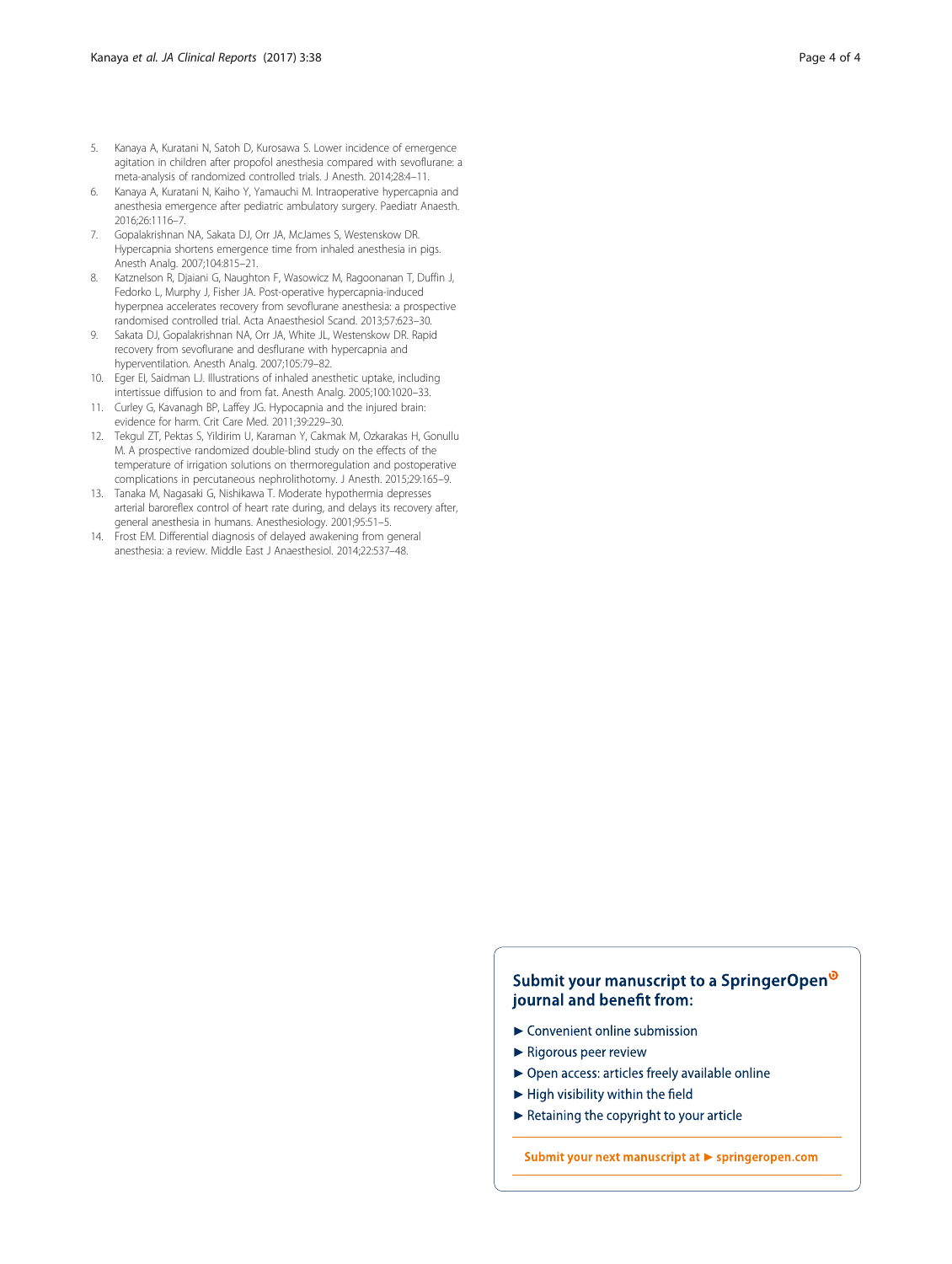5. Kanaya A, Kuratani N, Satoh D, Kurosawa S. Lower incidence of emergence agitation in children after propofol anesthesia compared with sevoflurane: a meta-analysis of randomized controlled trials. J Anesth. 2014;28:4–11.
6. Kanaya A, Kuratani N, Kaiho Y, Yamauchi M. Intraoperative hypercapnia and anesthesia emergence after pediatric ambulatory surgery. Paediatr Anaesth. 2016;26:1116–7.
7. Gopalakrishnan NA, Sakata DJ, Orr JA, McJames S, Westenskow DR. Hypercapnia shortens emergence time from inhaled anesthesia in pigs. Anesth Analg. 2007;104:815–21.
8. Katznelson R, Djaiani G, Naughton F, Wasowicz M, Ragoonanan T, Duffin J, Fedorko L, Murphy J, Fisher JA. Post-operative hypercapnia-induced hyperpnea accelerates recovery from sevoflurane anesthesia: a prospective randomised controlled trial. Acta Anaesthesiol Scand. 2013;57:623–30.
9. Sakata DJ, Gopalakrishnan NA, Orr JA, White JL, Westenskow DR. Rapid recovery from sevoflurane and desflurane with hypercapnia and hyperventilation. Anesth Analg. 2007;105:79–82.
10. Eger EI, Saidman LJ. Illustrations of inhaled anesthetic uptake, including intertissue diffusion to and from fat. Anesth Analg. 2005;100:1020–33.
11. Curley G, Kavanagh BP, Laffey JG. Hypocapnia and the injured brain: evidence for harm. Crit Care Med. 2011;39:229–30.
12. Tekgul ZT, Pektas S, Yildirim U, Karaman Y, Cakmak M, Ozkarakas H, Gonullu M. A prospective randomized double-blind study on the effects of the temperature of irrigation solutions on thermoregulation and postoperative complications in percutaneous nephrolithotomy. J Anesth. 2015;29:165–9.
13. Tanaka M, Nagasaki G, Nishikawa T. Moderate hypothermia depresses arterial baroreflex control of heart rate during, and delays its recovery after, general anesthesia in humans. Anesthesiology. 2001;95:51–5.
14. Frost EM. Differential diagnosis of delayed awakening from general anesthesia: a review. Middle East J Anaesthesiol. 2014;22:537–48.

**Submit your manuscript to a SpringerOpen journal and benefit from:**

- ► Convenient online submission
- ► Rigorous peer review
- ► Open access: articles freely available online
- ► High visibility within the field
- ► Retaining the copyright to your article

**Submit your next manuscript at ► springeropen.com**